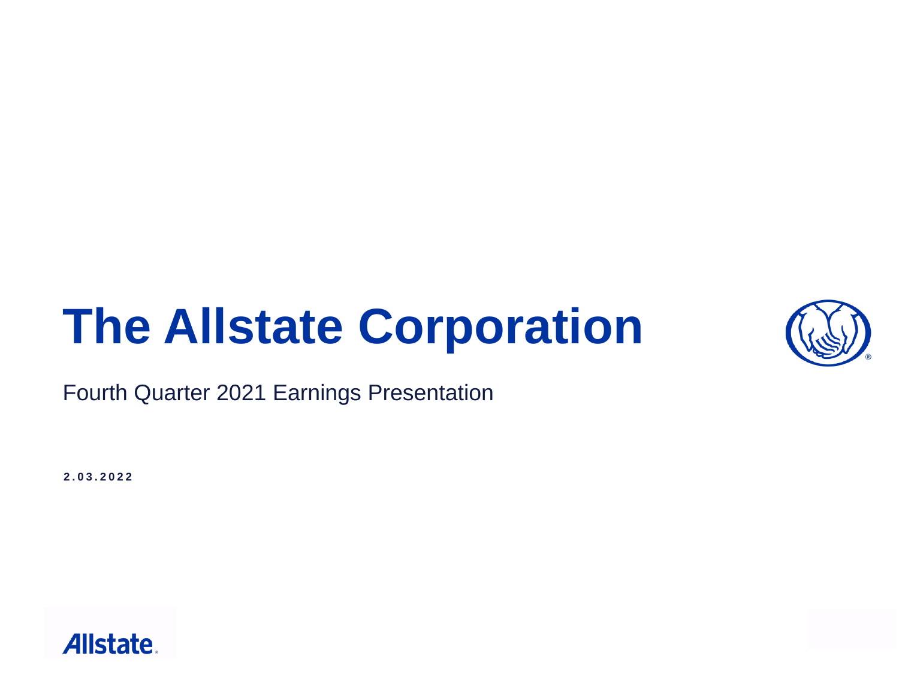# The Allstate Corporation

Fourth Quarter 2021 Earnings Presentation

**2.03.2022**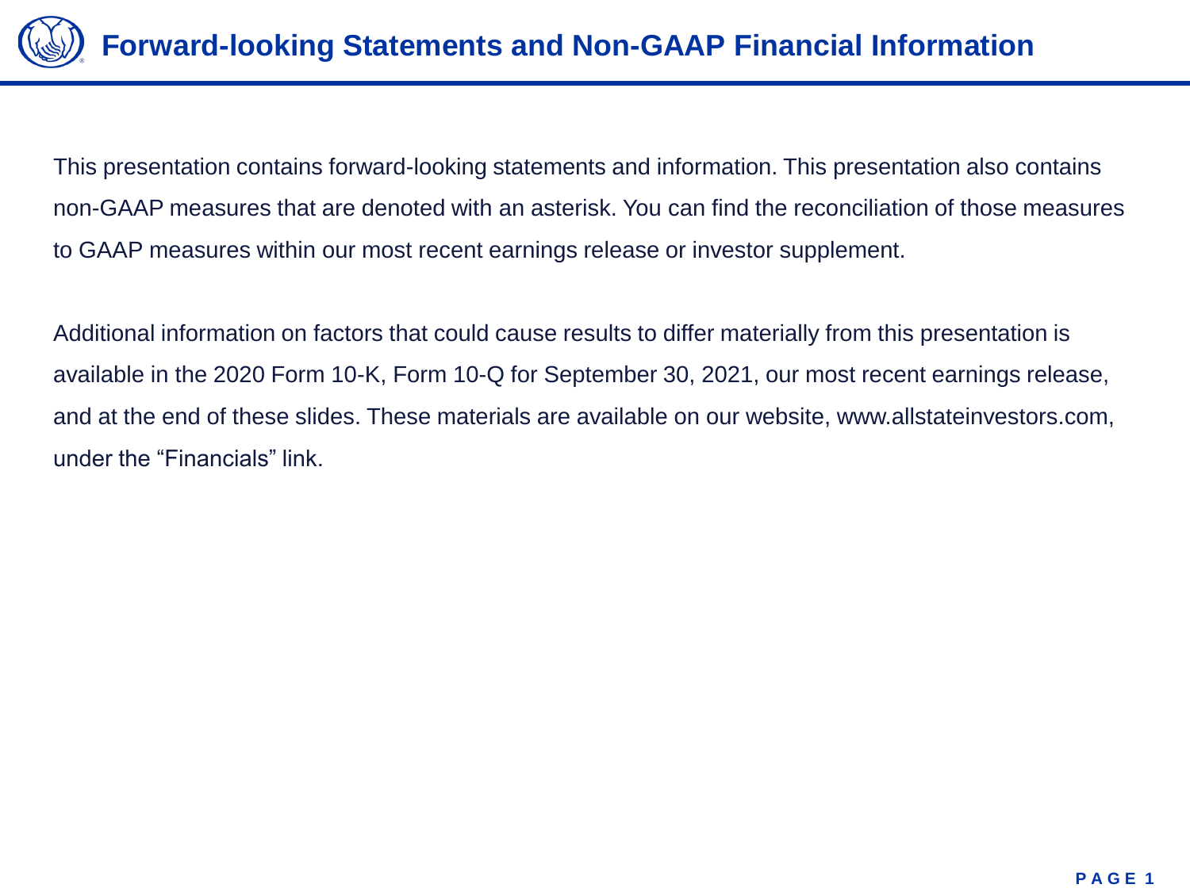# Forward-looking Statements and Non-GAAP Financial Information

This presentation contains forward-looking statements and information. This presentation also contains non-GAAP measures that are denoted with an asterisk. You can find the reconciliation of those measures to GAAP measures within our most recent earnings release or investor supplement.

Additional information on factors that could cause results to differ materially from this presentation is available in the 2020 Form 10-K, Form 10-Q for September 30, 2021, our most recent earnings release, and at the end of these slides. These materials are available on our website, www.allstateinvestors.com, under the “Financials” link.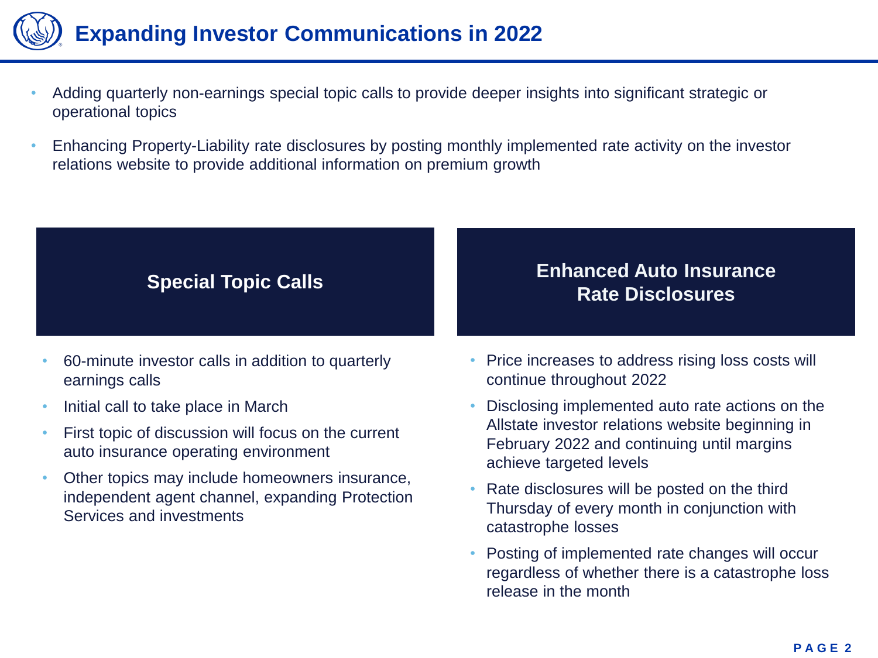# Expanding Investor Communications in 2022

- Adding quarterly non-earnings special topic calls to provide deeper insights into significant strategic or operational topics
- Enhancing Property-Liability rate disclosures by posting monthly implemented rate activity on the investor relations website to provide additional information on premium growth

## Special Topic Calls

- 60-minute investor calls in addition to quarterly earnings calls
- Initial call to take place in March
- First topic of discussion will focus on the current auto insurance operating environment
- Other topics may include homeowners insurance, independent agent channel, expanding Protection Services and investments

## Enhanced Auto Insurance Rate Disclosures

- Price increases to address rising loss costs will continue throughout 2022
- Disclosing implemented auto rate actions on the Allstate investor relations website beginning in February 2022 and continuing until margins achieve targeted levels
- Rate disclosures will be posted on the third Thursday of every month in conjunction with catastrophe losses
- Posting of implemented rate changes will occur regardless of whether there is a catastrophe loss release in the month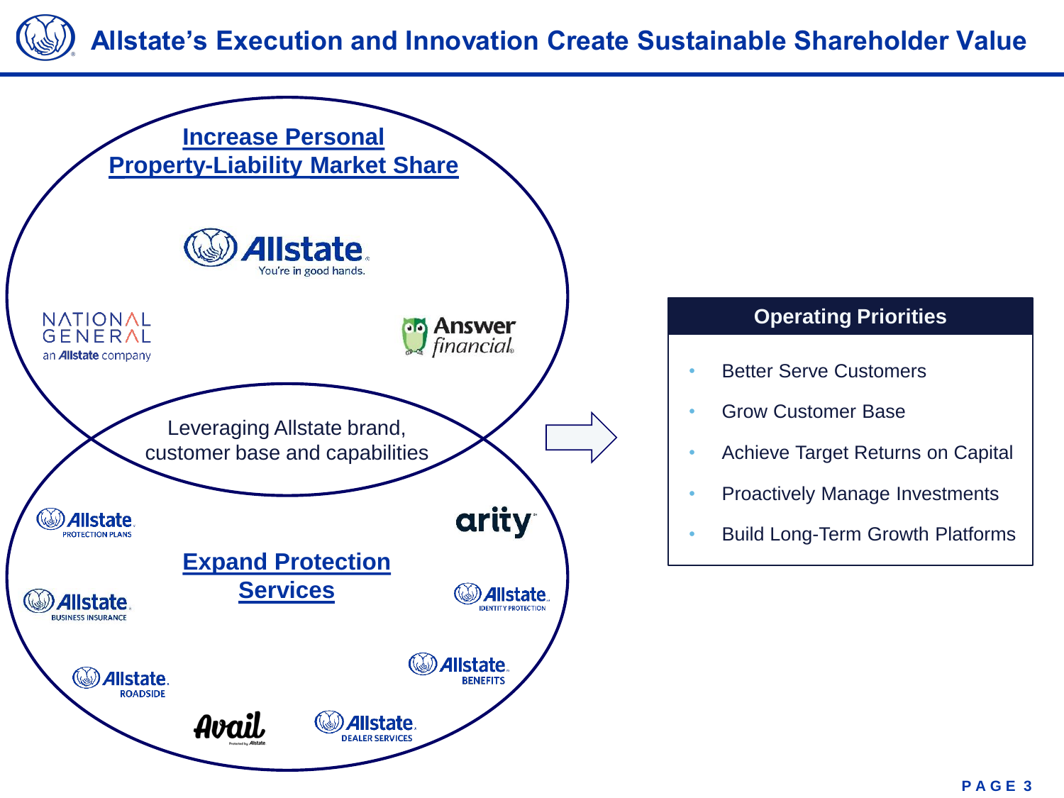# Allstate's Execution and Innovation Create Sustainable Shareholder Value

**Increase Personal Property-Liability Market Share**

Allstate. You're in good hands.

National General, an Allstate company

Answer financial

Leveraging Allstate brand, customer base and capabilities

**Expand Protection Services**

Allstate Protection Plans

arity

Allstate Business Insurance

Allstate Identity Protection

Allstate Roadside

Allstate Benefits

Avail

Allstate Dealer Services

## Operating Priorities

- Better Serve Customers
- Grow Customer Base
- Achieve Target Returns on Capital
- Proactively Manage Investments
- Build Long-Term Growth Platforms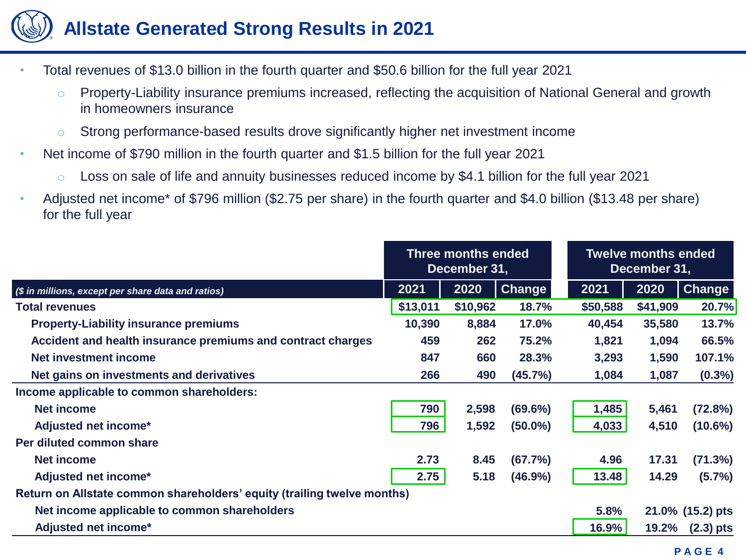# Allstate Generated Strong Results in 2021

- Total revenues of $13.0 billion in the fourth quarter and $50.6 billion for the full year 2021
  - Property-Liability insurance premiums increased, reflecting the acquisition of National General and growth in homeowners insurance
  - Strong performance-based results drove significantly higher net investment income
- Net income of $790 million in the fourth quarter and $1.5 billion for the full year 2021
  - Loss on sale of life and annuity businesses reduced income by $4.1 billion for the full year 2021
- Adjusted net income* of $796 million ($2.75 per share) in the fourth quarter and $4.0 billion ($13.48 per share) for the full year

| | Three months ended December 31, | | | Twelve months ended December 31, | | |
|---|---|---|---|---|---|---|
| *($ in millions, except per share data and ratios)* | **2021** | **2020** | **Change** | **2021** | **2020** | **Change** |
| **Total revenues** | **$13,011** | **$10,962** | **18.7%** | **$50,588** | **$41,909** | **20.7%** |
| **Property-Liability insurance premiums** | **10,390** | **8,884** | **17.0%** | **40,454** | **35,580** | **13.7%** |
| **Accident and health insurance premiums and contract charges** | **459** | **262** | **75.2%** | **1,821** | **1,094** | **66.5%** |
| **Net investment income** | **847** | **660** | **28.3%** | **3,293** | **1,590** | **107.1%** |
| **Net gains on investments and derivatives** | **266** | **490** | **(45.7%)** | **1,084** | **1,087** | **(0.3%)** |
| **Income applicable to common shareholders:** | | | | | | |
| **Net income** | **790** | **2,598** | **(69.6%)** | **1,485** | **5,461** | **(72.8%)** |
| **Adjusted net income*** | **796** | **1,592** | **(50.0%)** | **4,033** | **4,510** | **(10.6%)** |
| **Per diluted common share** | | | | | | |
| **Net income** | **2.73** | **8.45** | **(67.7%)** | **4.96** | **17.31** | **(71.3%)** |
| **Adjusted net income*** | **2.75** | **5.18** | **(46.9%)** | **13.48** | **14.29** | **(5.7%)** |
| **Return on Allstate common shareholders' equity (trailing twelve months)** | | | | | | |
| **Net income applicable to common shareholders** | | | | **5.8%** | **21.0%** | **(15.2) pts** |
| **Adjusted net income*** | | | | **16.9%** | **19.2%** | **(2.3) pts** |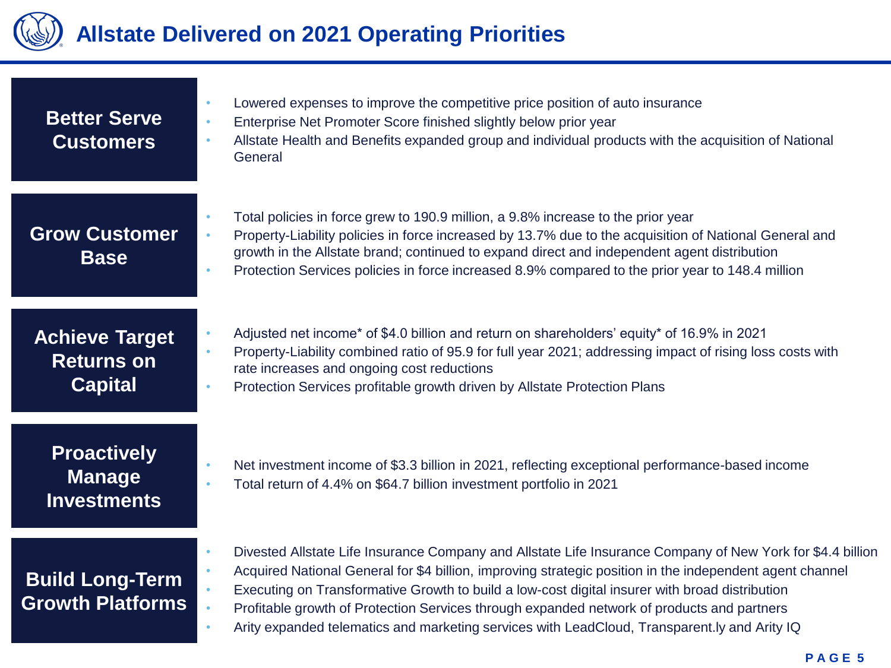# Allstate Delivered on 2021 Operating Priorities

## Better Serve Customers

- Lowered expenses to improve the competitive price position of auto insurance
- Enterprise Net Promoter Score finished slightly below prior year
- Allstate Health and Benefits expanded group and individual products with the acquisition of National General

## Grow Customer Base

- Total policies in force grew to 190.9 million, a 9.8% increase to the prior year
- Property-Liability policies in force increased by 13.7% due to the acquisition of National General and growth in the Allstate brand; continued to expand direct and independent agent distribution
- Protection Services policies in force increased 8.9% compared to the prior year to 148.4 million

## Achieve Target Returns on Capital

- Adjusted net income* of $4.0 billion and return on shareholders' equity* of 16.9% in 2021
- Property-Liability combined ratio of 95.9 for full year 2021; addressing impact of rising loss costs with rate increases and ongoing cost reductions
- Protection Services profitable growth driven by Allstate Protection Plans

## Proactively Manage Investments

- Net investment income of $3.3 billion in 2021, reflecting exceptional performance-based income
- Total return of 4.4% on $64.7 billion investment portfolio in 2021

## Build Long-Term Growth Platforms

- Divested Allstate Life Insurance Company and Allstate Life Insurance Company of New York for $4.4 billion
- Acquired National General for $4 billion, improving strategic position in the independent agent channel
- Executing on Transformative Growth to build a low-cost digital insurer with broad distribution
- Profitable growth of Protection Services through expanded network of products and partners
- Arity expanded telematics and marketing services with LeadCloud, Transparent.ly and Arity IQ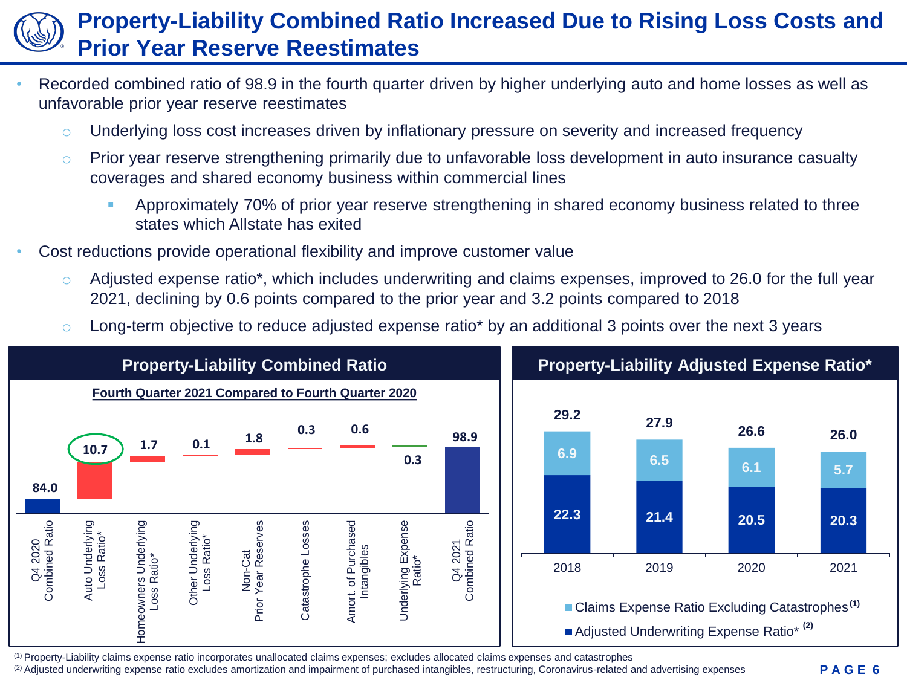# Property-Liability Combined Ratio Increased Due to Rising Loss Costs and Prior Year Reserve Reestimates

- Recorded combined ratio of 98.9 in the fourth quarter driven by higher underlying auto and home losses as well as unfavorable prior year reserve reestimates
  - Underlying loss cost increases driven by inflationary pressure on severity and increased frequency
  - Prior year reserve strengthening primarily due to unfavorable loss development in auto insurance casualty coverages and shared economy business within commercial lines
    - Approximately 70% of prior year reserve strengthening in shared economy business related to three states which Allstate has exited
- Cost reductions provide operational flexibility and improve customer value
  - Adjusted expense ratio*, which includes underwriting and claims expenses, improved to 26.0 for the full year 2021, declining by 0.6 points compared to the prior year and 3.2 points compared to 2018
  - Long-term objective to reduce adjusted expense ratio* by an additional 3 points over the next 3 years

## Property-Liability Combined Ratio

**Fourth Quarter 2021 Compared to Fourth Quarter 2020**

| Item | Value |
|---|---|
| Q4 2020 Combined Ratio | 84.0 |
| Auto Underlying Loss Ratio* | 10.7 |
| Homeowners Underlying Loss Ratio* | 1.7 |
| Other Underlying Loss Ratio* | 0.1 |
| Non-Cat Prior Year Reserves | 1.8 |
| Catastrophe Losses | 0.3 |
| Amort. of Purchased Intangibles | 0.6 |
| Underlying Expense Ratio* | 0.3 |
| Q4 2021 Combined Ratio | 98.9 |

## Property-Liability Adjusted Expense Ratio*

| | 2018 | 2019 | 2020 | 2021 |
|---|---|---|---|---|
| Claims Expense Ratio Excluding Catastrophes[1] | 6.9 | 6.5 | 6.1 | 5.7 |
| Adjusted Underwriting Expense Ratio*[2] | 22.3 | 21.4 | 20.5 | 20.3 |
| Total | 29.2 | 27.9 | 26.6 | 26.0 |

[1] Property-Liability claims expense ratio incorporates unallocated claims expenses; excludes allocated claims expenses and catastrophes

[2] Adjusted underwriting expense ratio excludes amortization and impairment of purchased intangibles, restructuring, Coronavirus-related and advertising expenses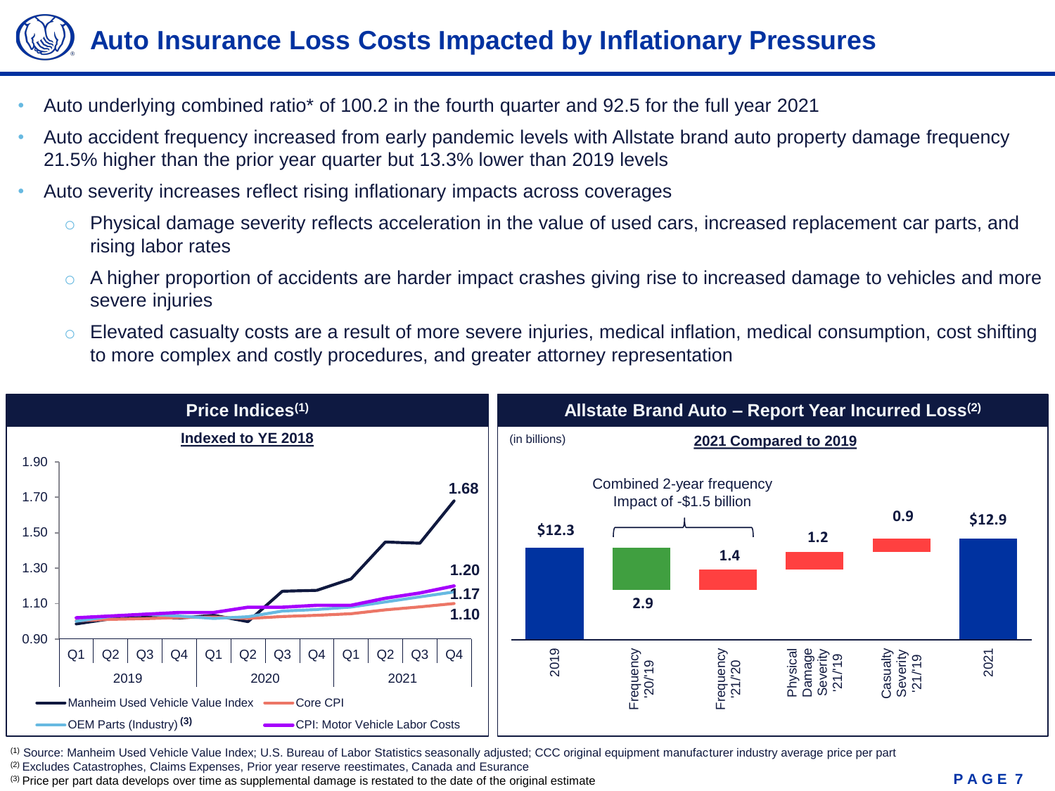# Auto Insurance Loss Costs Impacted by Inflationary Pressures

- Auto underlying combined ratio* of 100.2 in the fourth quarter and 92.5 for the full year 2021
- Auto accident frequency increased from early pandemic levels with Allstate brand auto property damage frequency 21.5% higher than the prior year quarter but 13.3% lower than 2019 levels
- Auto severity increases reflect rising inflationary impacts across coverages
  - Physical damage severity reflects acceleration in the value of used cars, increased replacement car parts, and rising labor rates
  - A higher proportion of accidents are harder impact crashes giving rise to increased damage to vehicles and more severe injuries
  - Elevated casualty costs are a result of more severe injuries, medical inflation, medical consumption, cost shifting to more complex and costly procedures, and greater attorney representation

## Price Indices[1]

**Indexed to YE 2018**

| Index | 2021 Q4 |
|---|---|
| Manheim Used Vehicle Value Index | 1.68 |
| CPI: Motor Vehicle Labor Costs | 1.20 |
| OEM Parts (Industry)[3] | 1.17 |
| Core CPI | 1.10 |

## Allstate Brand Auto – Report Year Incurred Loss[2]

(in billions)

**2021 Compared to 2019**

| Item | Amount |
|---|---|
| 2019 | $12.3 |
| Frequency '20/'19 | 2.9 |
| Frequency '21/'20 | 1.4 |
| Physical Damage Severity '21/'19 | 1.2 |
| Casualty Severity '21/'19 | 0.9 |
| 2021 | $12.9 |

Combined 2-year frequency Impact of -$1.5 billion

[1] Source: Manheim Used Vehicle Value Index; U.S. Bureau of Labor Statistics seasonally adjusted; CCC original equipment manufacturer industry average price per part
[2] Excludes Catastrophes, Claims Expenses, Prior year reserve reestimates, Canada and Esurance
[3] Price per part data develops over time as supplemental damage is restated to the date of the original estimate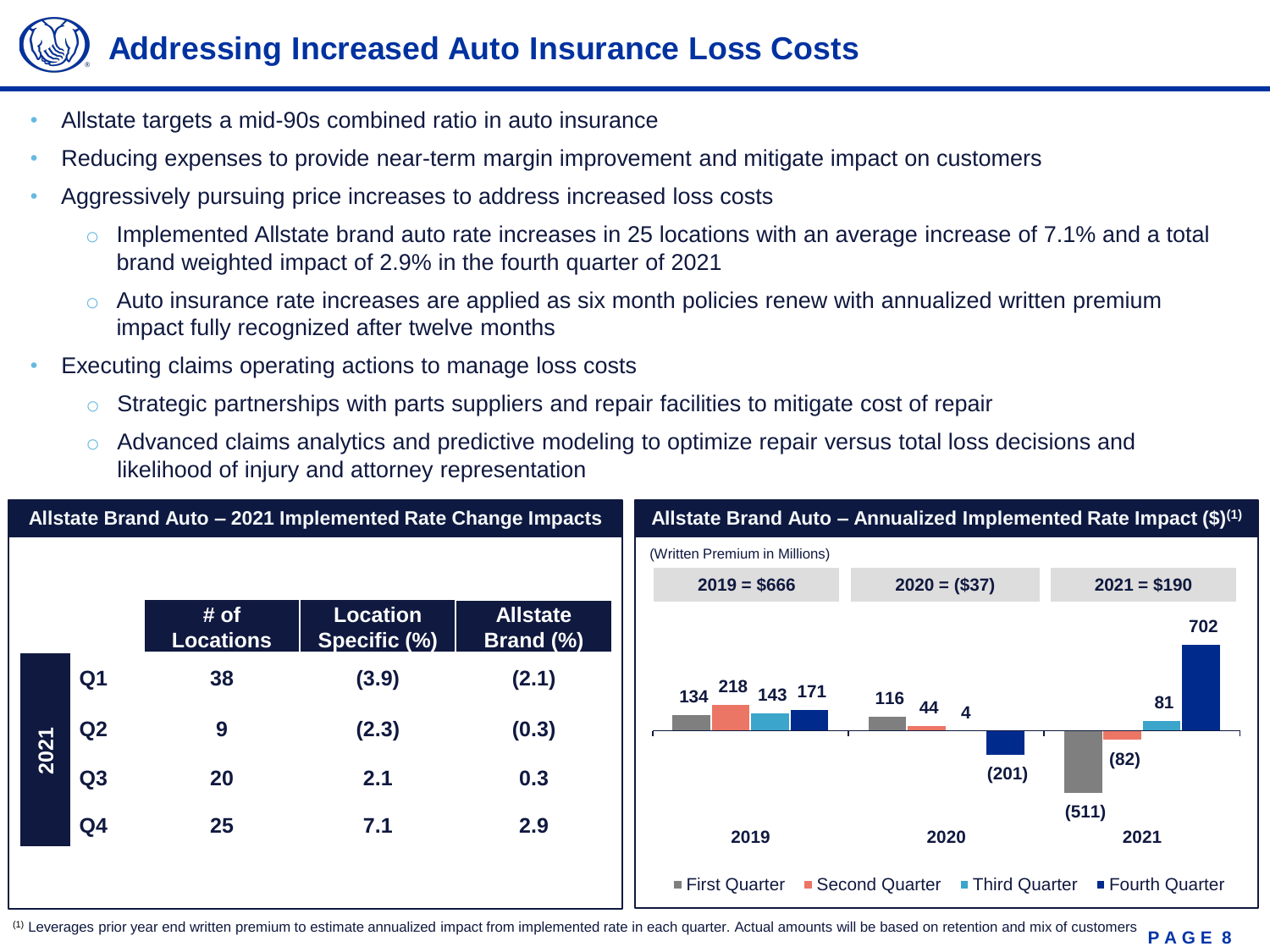# Addressing Increased Auto Insurance Loss Costs

- Allstate targets a mid-90s combined ratio in auto insurance
- Reducing expenses to provide near-term margin improvement and mitigate impact on customers
- Aggressively pursuing price increases to address increased loss costs
  - Implemented Allstate brand auto rate increases in 25 locations with an average increase of 7.1% and a total brand weighted impact of 2.9% in the fourth quarter of 2021
  - Auto insurance rate increases are applied as six month policies renew with annualized written premium impact fully recognized after twelve months
- Executing claims operating actions to manage loss costs
  - Strategic partnerships with parts suppliers and repair facilities to mitigate cost of repair
  - Advanced claims analytics and predictive modeling to optimize repair versus total loss decisions and likelihood of injury and attorney representation

## Allstate Brand Auto – 2021 Implemented Rate Change Impacts

| | | # of Locations | Location Specific (%) | Allstate Brand (%) |
|---|---|---|---|---|
| 2021 | Q1 | 38 | (3.9) | (2.1) |
| | Q2 | 9 | (2.3) | (0.3) |
| | Q3 | 20 | 2.1 | 0.3 |
| | Q4 | 25 | 7.1 | 2.9 |

## Allstate Brand Auto – Annualized Implemented Rate Impact ($)[1]

(Written Premium in Millions)

| | 2019 = $666 | 2020 = ($37) | 2021 = $190 |
|---|---|---|---|
| First Quarter | 134 | 116 | (511) |
| Second Quarter | 218 | 44 | (82) |
| Third Quarter | 143 | 4 | 81 |
| Fourth Quarter | 171 | (201) | 702 |

[1] Leverages prior year end written premium to estimate annualized impact from implemented rate in each quarter. Actual amounts will be based on retention and mix of customers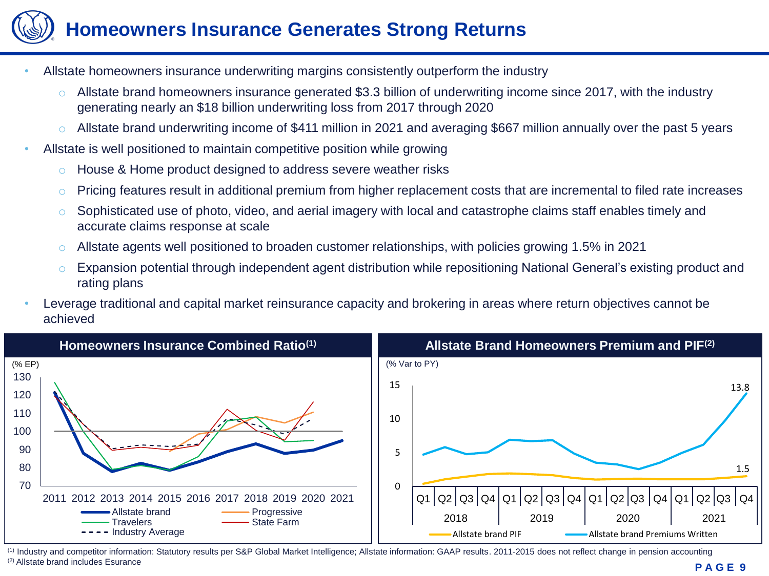# Homeowners Insurance Generates Strong Returns

- Allstate homeowners insurance underwriting margins consistently outperform the industry
  - Allstate brand homeowners insurance generated $3.3 billion of underwriting income since 2017, with the industry generating nearly an $18 billion underwriting loss from 2017 through 2020
  - Allstate brand underwriting income of $411 million in 2021 and averaging $667 million annually over the past 5 years
- Allstate is well positioned to maintain competitive position while growing
  - House & Home product designed to address severe weather risks
  - Pricing features result in additional premium from higher replacement costs that are incremental to filed rate increases
  - Sophisticated use of photo, video, and aerial imagery with local and catastrophe claims staff enables timely and accurate claims response at scale
  - Allstate agents well positioned to broaden customer relationships, with policies growing 1.5% in 2021
  - Expansion potential through independent agent distribution while repositioning National General's existing product and rating plans
- Leverage traditional and capital market reinsurance capacity and brokering in areas where return objectives cannot be achieved

## Homeowners Insurance Combined Ratio[1]

(% EP)

Series: Allstate brand, Travelers, Industry Average, Progressive, State Farm; years 2011–2021; y-axis 70–130.

## Allstate Brand Homeowners Premium and PIF[2]

(% Var to PY)

Series: Allstate brand PIF (1.5 at 2021 Q4), Allstate brand Premiums Written (13.8 at 2021 Q4); quarters Q1 2018 – Q4 2021; y-axis 0–15.

[1] Industry and competitor information: Statutory results per S&P Global Market Intelligence; Allstate information: GAAP results. 2011-2015 does not reflect change in pension accounting
[2] Allstate brand includes Esurance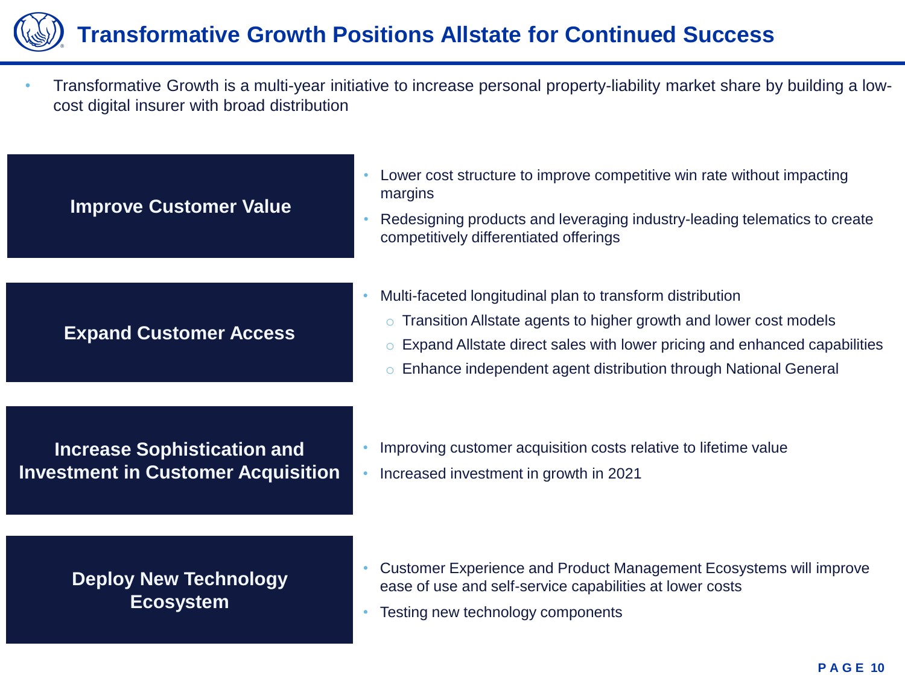# Transformative Growth Positions Allstate for Continued Success

- Transformative Growth is a multi-year initiative to increase personal property-liability market share by building a low-cost digital insurer with broad distribution

## Improve Customer Value

- Lower cost structure to improve competitive win rate without impacting margins
- Redesigning products and leveraging industry-leading telematics to create competitively differentiated offerings

## Expand Customer Access

- Multi-faceted longitudinal plan to transform distribution
  - Transition Allstate agents to higher growth and lower cost models
  - Expand Allstate direct sales with lower pricing and enhanced capabilities
  - Enhance independent agent distribution through National General

## Increase Sophistication and Investment in Customer Acquisition

- Improving customer acquisition costs relative to lifetime value
- Increased investment in growth in 2021

## Deploy New Technology Ecosystem

- Customer Experience and Product Management Ecosystems will improve ease of use and self-service capabilities at lower costs
- Testing new technology components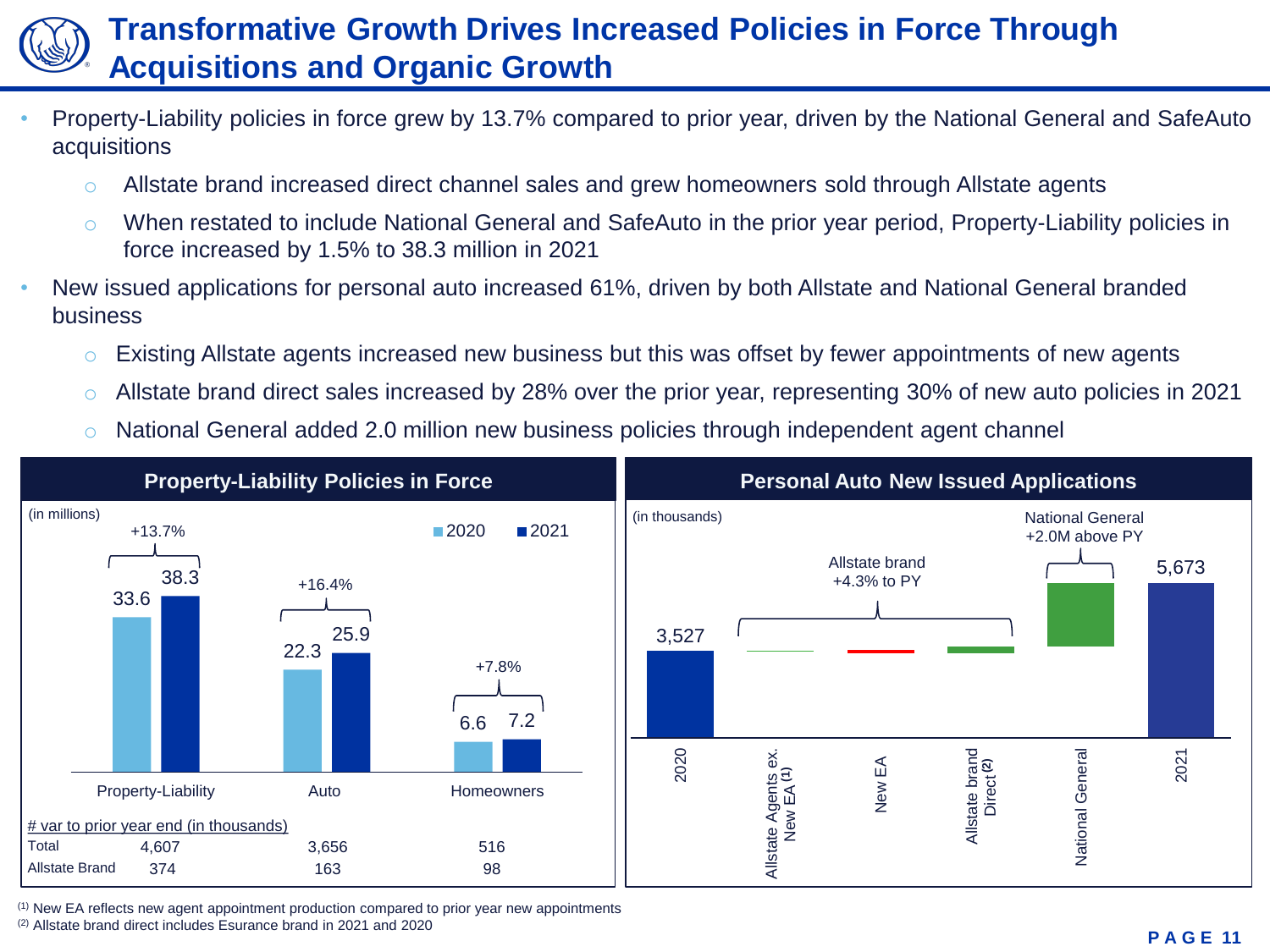# Transformative Growth Drives Increased Policies in Force Through Acquisitions and Organic Growth

- Property-Liability policies in force grew by 13.7% compared to prior year, driven by the National General and SafeAuto acquisitions
  - Allstate brand increased direct channel sales and grew homeowners sold through Allstate agents
  - When restated to include National General and SafeAuto in the prior year period, Property-Liability policies in force increased by 1.5% to 38.3 million in 2021
- New issued applications for personal auto increased 61%, driven by both Allstate and National General branded business
  - Existing Allstate agents increased new business but this was offset by fewer appointments of new agents
  - Allstate brand direct sales increased by 28% over the prior year, representing 30% of new auto policies in 2021
  - National General added 2.0 million new business policies through independent agent channel

## Property-Liability Policies in Force

(in millions)

| | 2020 | 2021 | Change |
|---|---|---|---|
| Property-Liability | 33.6 | 38.3 | +13.7% |
| Auto | 22.3 | 25.9 | +16.4% |
| Homeowners | 6.6 | 7.2 | +7.8% |

# var to prior year end (in thousands)

| | Property-Liability | Auto | Homeowners |
|---|---|---|---|
| Total | 4,607 | 3,656 | 516 |
| Allstate Brand | 374 | 163 | 98 |

## Personal Auto New Issued Applications

(in thousands)

| | |
|---|---|
| 2020 | 3,527 |
| Allstate Agents ex. New EA[1] | |
| New EA | |
| Allstate brand Direct[2] | |
| National General | |
| 2021 | 5,673 |

Allstate brand +4.3% to PY

National General +2.0M above PY

[1] New EA reflects new agent appointment production compared to prior year new appointments

[2] Allstate brand direct includes Esurance brand in 2021 and 2020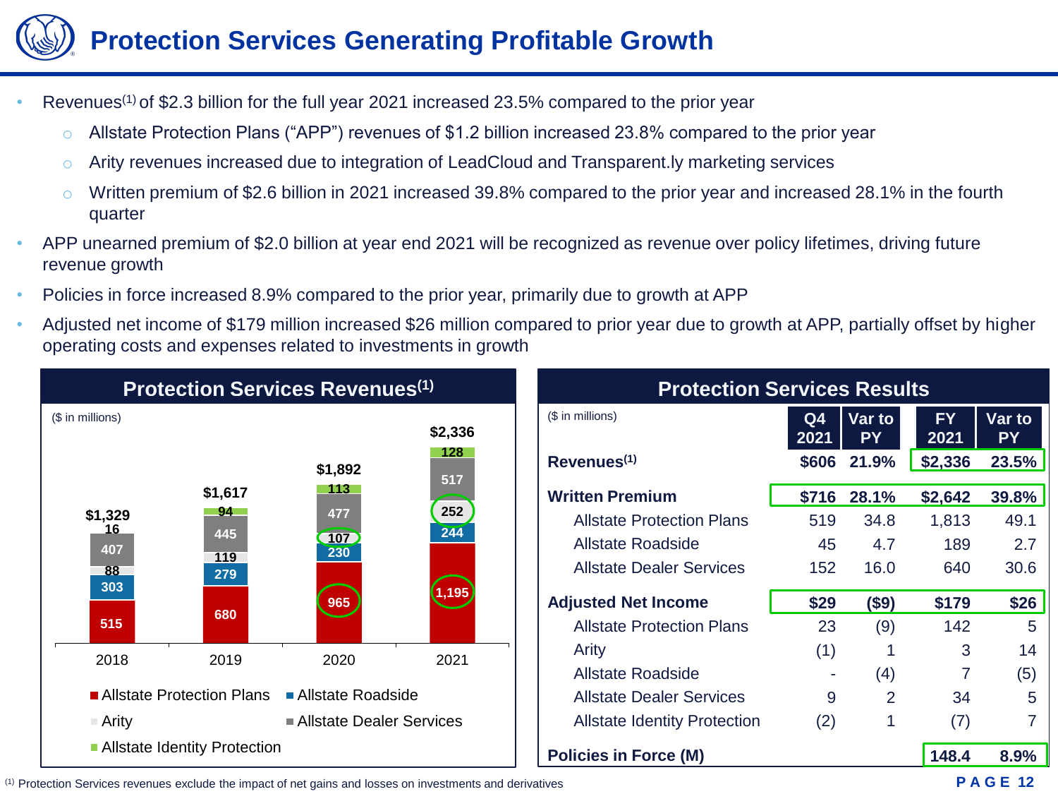# Protection Services Generating Profitable Growth

- Revenues[1] of $2.3 billion for the full year 2021 increased 23.5% compared to the prior year
  - Allstate Protection Plans ("APP") revenues of $1.2 billion increased 23.8% compared to the prior year
  - Arity revenues increased due to integration of LeadCloud and Transparent.ly marketing services
  - Written premium of $2.6 billion in 2021 increased 39.8% compared to the prior year and increased 28.1% in the fourth quarter
- APP unearned premium of $2.0 billion at year end 2021 will be recognized as revenue over policy lifetimes, driving future revenue growth
- Policies in force increased 8.9% compared to the prior year, primarily due to growth at APP
- Adjusted net income of $179 million increased $26 million compared to prior year due to growth at APP, partially offset by higher operating costs and expenses related to investments in growth

## Protection Services Revenues[1]

($ in millions)

| | 2018 | 2019 | 2020 | 2021 |
|---|---|---|---|---|
| Allstate Protection Plans | 515 | 680 | 965 | 1,195 |
| Allstate Roadside | 303 | 279 | 230 | 244 |
| Arity | 88 | 119 | 107 | 252 |
| Allstate Dealer Services | 407 | 445 | 477 | 517 |
| Allstate Identity Protection | 16 | 94 | 113 | 128 |
| **Total** | **$1,329** | **$1,617** | **$1,892** | **$2,336** |

## Protection Services Results

| ($ in millions) | Q4 2021 | Var to PY | FY 2021 | Var to PY |
|---|---|---|---|---|
| **Revenues[1]** | **$606** | **21.9%** | **$2,336** | **23.5%** |
| **Written Premium** | **$716** | **28.1%** | **$2,642** | **39.8%** |
| Allstate Protection Plans | 519 | 34.8 | 1,813 | 49.1 |
| Allstate Roadside | 45 | 4.7 | 189 | 2.7 |
| Allstate Dealer Services | 152 | 16.0 | 640 | 30.6 |
| **Adjusted Net Income** | **$29** | **($9)** | **$179** | **$26** |
| Allstate Protection Plans | 23 | (9) | 142 | 5 |
| Arity | (1) | 1 | 3 | 14 |
| Allstate Roadside | - | (4) | 7 | (5) |
| Allstate Dealer Services | 9 | 2 | 34 | 5 |
| Allstate Identity Protection | (2) | 1 | (7) | 7 |
| **Policies in Force (M)** | | | **148.4** | **8.9%** |

[1] Protection Services revenues exclude the impact of net gains and losses on investments and derivatives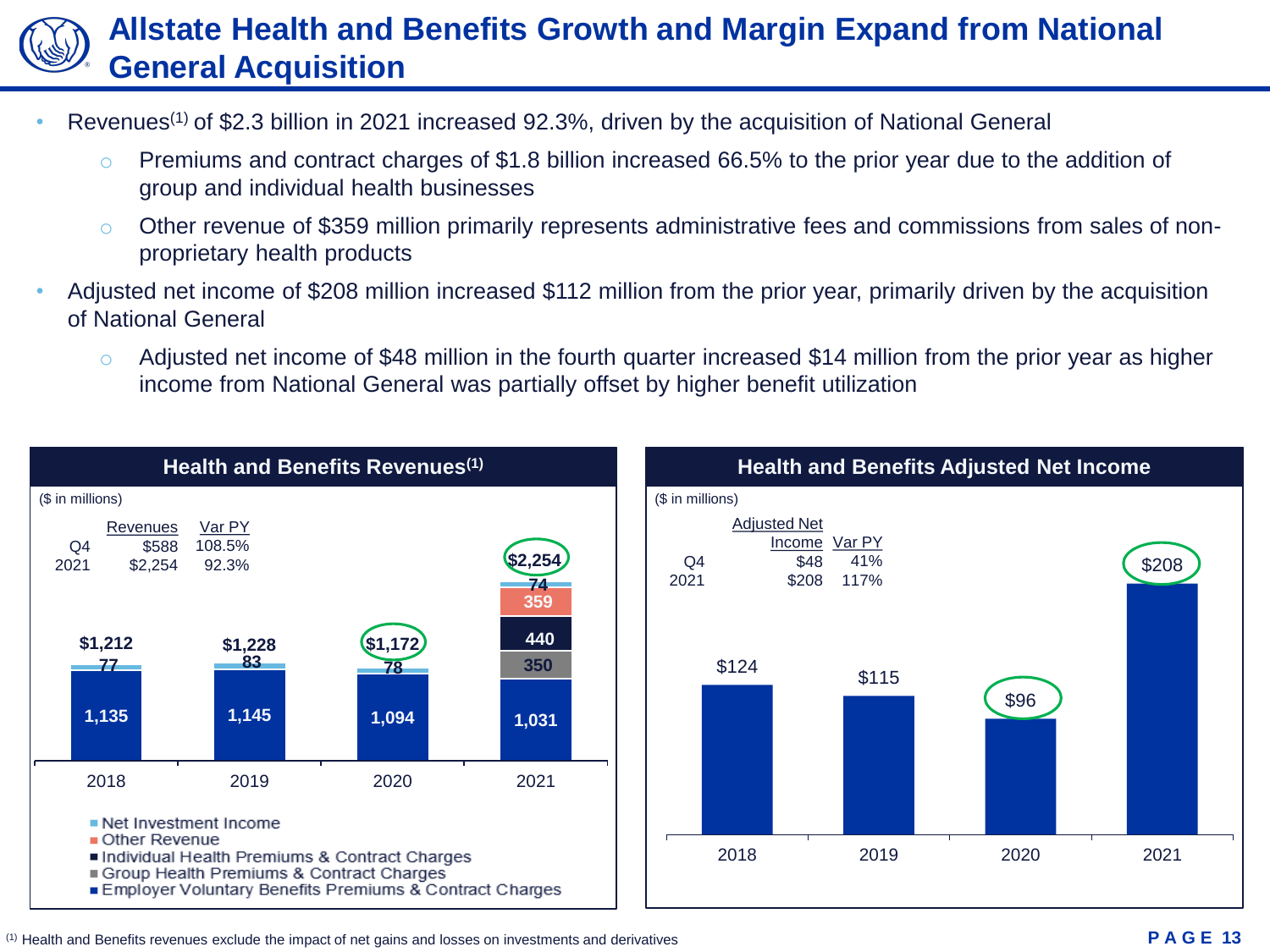# Allstate Health and Benefits Growth and Margin Expand from National General Acquisition

- Revenues[1] of $2.3 billion in 2021 increased 92.3%, driven by the acquisition of National General
  - Premiums and contract charges of $1.8 billion increased 66.5% to the prior year due to the addition of group and individual health businesses
  - Other revenue of $359 million primarily represents administrative fees and commissions from sales of non-proprietary health products
- Adjusted net income of $208 million increased $112 million from the prior year, primarily driven by the acquisition of National General
  - Adjusted net income of $48 million in the fourth quarter increased $14 million from the prior year as higher income from National General was partially offset by higher benefit utilization

## Health and Benefits Revenues[1]

($ in millions)

| | Revenues | Var PY |
|---|---|---|
| Q4 | $588 | 108.5% |
| 2021 | $2,254 | 92.3% |

| | 2018 | 2019 | 2020 | 2021 |
|---|---|---|---|---|
| Net Investment Income | 77 | 83 | 78 | 74 |
| Other Revenue | | | | 359 |
| Individual Health Premiums & Contract Charges | | | | 440 |
| Group Health Premiums & Contract Charges | | | | 350 |
| Employer Voluntary Benefits Premiums & Contract Charges | 1,135 | 1,145 | 1,094 | 1,031 |
| Total | $1,212 | $1,228 | $1,172 | $2,254 |

## Health and Benefits Adjusted Net Income

($ in millions)

| | Adjusted Net Income | Var PY |
|---|---|---|
| Q4 | $48 | 41% |
| 2021 | $208 | 117% |

| 2018 | 2019 | 2020 | 2021 |
|---|---|---|---|
| $124 | $115 | $96 | $208 |

[1] Health and Benefits revenues exclude the impact of net gains and losses on investments and derivatives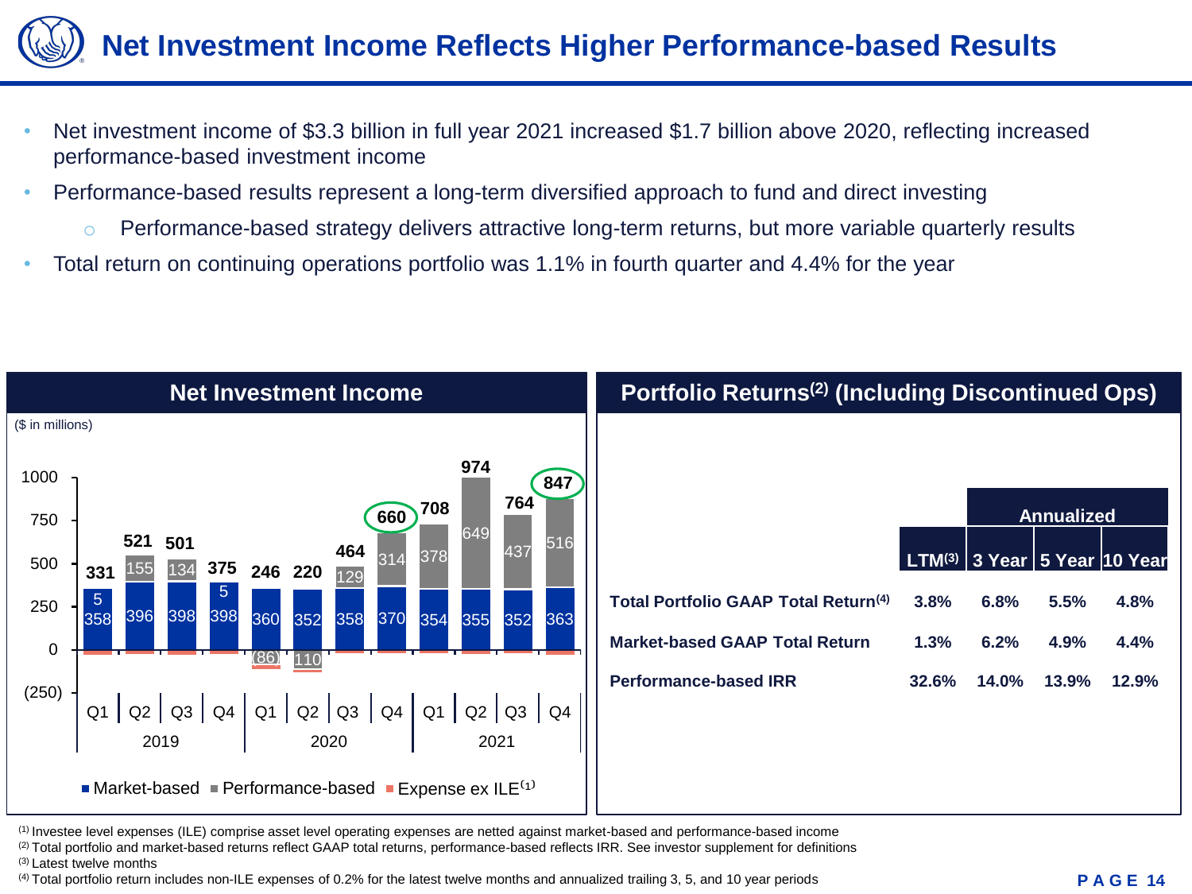# Net Investment Income Reflects Higher Performance-based Results

- Net investment income of $3.3 billion in full year 2021 increased $1.7 billion above 2020, reflecting increased performance-based investment income
- Performance-based results represent a long-term diversified approach to fund and direct investing
  - Performance-based strategy delivers attractive long-term returns, but more variable quarterly results
- Total return on continuing operations portfolio was 1.1% in fourth quarter and 4.4% for the year

## Net Investment Income

($ in millions)

| Year | Quarter | Market-based | Performance-based | Total |
|---|---|---|---|---|
| 2019 | Q1 | 358 | 5 | 331 |
| 2019 | Q2 | 396 | 155 | 521 |
| 2019 | Q3 | 398 | 134 | 501 |
| 2019 | Q4 | 398 | 5 | 375 |
| 2020 | Q1 | 360 | (86) | 246 |
| 2020 | Q2 | 352 | (110) | 220 |
| 2020 | Q3 | 358 | 129 | 464 |
| 2020 | Q4 | 370 | 314 | 660 |
| 2021 | Q1 | 354 | 378 | 708 |
| 2021 | Q2 | 355 | 649 | 974 |
| 2021 | Q3 | 352 | 437 | 764 |
| 2021 | Q4 | 363 | 516 | 847 |

■ Market-based ■ Performance-based ■ Expense ex ILE[1]

## Portfolio Returns[2] (Including Discontinued Ops)

| | LTM[3] | Annualized 3 Year | 5 Year | 10 Year |
|---|---|---|---|---|
| Total Portfolio GAAP Total Return[4] | 3.8% | 6.8% | 5.5% | 4.8% |
| Market-based GAAP Total Return | 1.3% | 6.2% | 4.9% | 4.4% |
| Performance-based IRR | 32.6% | 14.0% | 13.9% | 12.9% |

[1] Investee level expenses (ILE) comprise asset level operating expenses are netted against market-based and performance-based income
[2] Total portfolio and market-based returns reflect GAAP total returns, performance-based reflects IRR. See investor supplement for definitions
[3] Latest twelve months
[4] Total portfolio return includes non-ILE expenses of 0.2% for the latest twelve months and annualized trailing 3, 5, and 10 year periods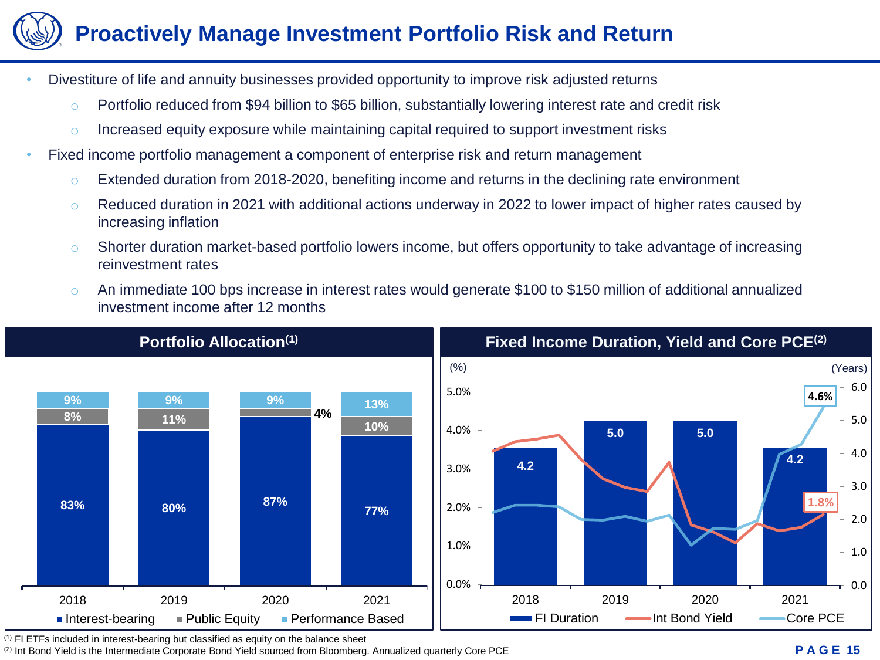# Proactively Manage Investment Portfolio Risk and Return

- Divestiture of life and annuity businesses provided opportunity to improve risk adjusted returns
  - Portfolio reduced from $94 billion to $65 billion, substantially lowering interest rate and credit risk
  - Increased equity exposure while maintaining capital required to support investment risks
- Fixed income portfolio management a component of enterprise risk and return management
  - Extended duration from 2018-2020, benefiting income and returns in the declining rate environment
  - Reduced duration in 2021 with additional actions underway in 2022 to lower impact of higher rates caused by increasing inflation
  - Shorter duration market-based portfolio lowers income, but offers opportunity to take advantage of increasing reinvestment rates
  - An immediate 100 bps increase in interest rates would generate $100 to $150 million of additional annualized investment income after 12 months

## Portfolio Allocation[1]

| | 2018 | 2019 | 2020 | 2021 |
|---|---|---|---|---|
| Interest-bearing | 83% | 80% | 87% | 77% |
| Public Equity | 8% | 11% | 4% | 10% |
| Performance Based | 9% | 9% | 9% | 13% |

## Fixed Income Duration, Yield and Core PCE[2]

| | 2018 | 2019 | 2020 | 2021 |
|---|---|---|---|---|
| FI Duration (Years) | 4.2 | 5.0 | 5.0 | 4.2 |

Int Bond Yield (latest): 1.8%
Core PCE (latest): 4.6%

[1] FI ETFs included in interest-bearing but classified as equity on the balance sheet

[2] Int Bond Yield is the Intermediate Corporate Bond Yield sourced from Bloomberg. Annualized quarterly Core PCE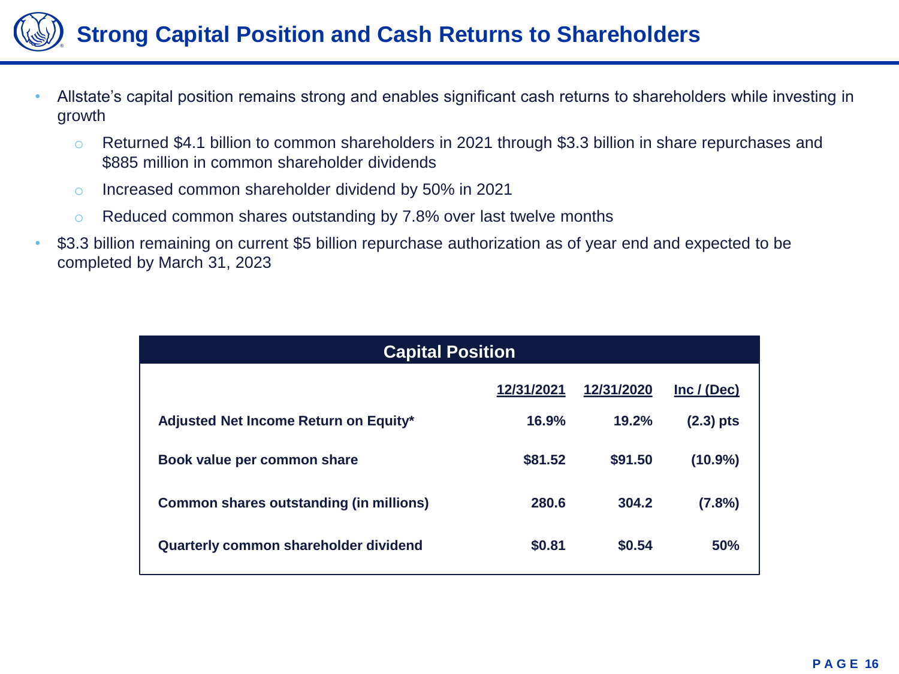# Strong Capital Position and Cash Returns to Shareholders

- Allstate's capital position remains strong and enables significant cash returns to shareholders while investing in growth
  - Returned $4.1 billion to common shareholders in 2021 through $3.3 billion in share repurchases and $885 million in common shareholder dividends
  - Increased common shareholder dividend by 50% in 2021
  - Reduced common shares outstanding by 7.8% over last twelve months
- $3.3 billion remaining on current $5 billion repurchase authorization as of year end and expected to be completed by March 31, 2023

| Capital Position | 12/31/2021 | 12/31/2020 | Inc / (Dec) |
|---|---|---|---|
| **Adjusted Net Income Return on Equity*** | **16.9%** | **19.2%** | **(2.3) pts** |
| **Book value per common share** | **$81.52** | **$91.50** | **(10.9%)** |
| **Common shares outstanding (in millions)** | **280.6** | **304.2** | **(7.8%)** |
| **Quarterly common shareholder dividend** | **$0.81** | **$0.54** | **50%** |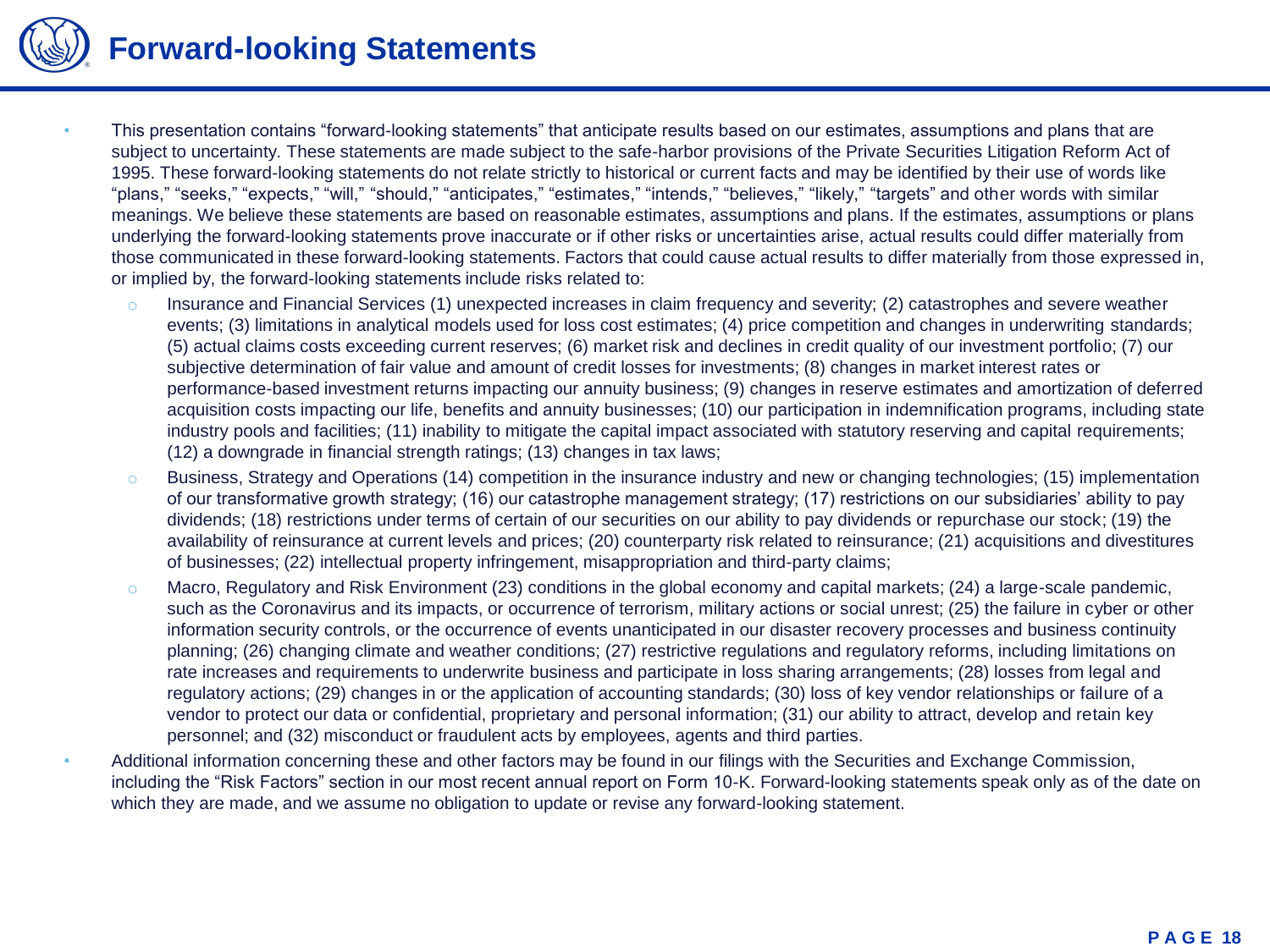# Forward-looking Statements

- This presentation contains “forward-looking statements” that anticipate results based on our estimates, assumptions and plans that are subject to uncertainty. These statements are made subject to the safe-harbor provisions of the Private Securities Litigation Reform Act of 1995. These forward-looking statements do not relate strictly to historical or current facts and may be identified by their use of words like “plans,” “seeks,” “expects,” “will,” “should,” “anticipates,” “estimates,” “intends,” “believes,” “likely,” “targets” and other words with similar meanings. We believe these statements are based on reasonable estimates, assumptions and plans. If the estimates, assumptions or plans underlying the forward-looking statements prove inaccurate or if other risks or uncertainties arise, actual results could differ materially from those communicated in these forward-looking statements. Factors that could cause actual results to differ materially from those expressed in, or implied by, the forward-looking statements include risks related to:
  - Insurance and Financial Services (1) unexpected increases in claim frequency and severity; (2) catastrophes and severe weather events; (3) limitations in analytical models used for loss cost estimates; (4) price competition and changes in underwriting standards; (5) actual claims costs exceeding current reserves; (6) market risk and declines in credit quality of our investment portfolio; (7) our subjective determination of fair value and amount of credit losses for investments; (8) changes in market interest rates or performance-based investment returns impacting our annuity business; (9) changes in reserve estimates and amortization of deferred acquisition costs impacting our life, benefits and annuity businesses; (10) our participation in indemnification programs, including state industry pools and facilities; (11) inability to mitigate the capital impact associated with statutory reserving and capital requirements; (12) a downgrade in financial strength ratings; (13) changes in tax laws;
  - Business, Strategy and Operations (14) competition in the insurance industry and new or changing technologies; (15) implementation of our transformative growth strategy; (16) our catastrophe management strategy; (17) restrictions on our subsidiaries’ ability to pay dividends; (18) restrictions under terms of certain of our securities on our ability to pay dividends or repurchase our stock; (19) the availability of reinsurance at current levels and prices; (20) counterparty risk related to reinsurance; (21) acquisitions and divestitures of businesses; (22) intellectual property infringement, misappropriation and third-party claims;
  - Macro, Regulatory and Risk Environment (23) conditions in the global economy and capital markets; (24) a large-scale pandemic, such as the Coronavirus and its impacts, or occurrence of terrorism, military actions or social unrest; (25) the failure in cyber or other information security controls, or the occurrence of events unanticipated in our disaster recovery processes and business continuity planning; (26) changing climate and weather conditions; (27) restrictive regulations and regulatory reforms, including limitations on rate increases and requirements to underwrite business and participate in loss sharing arrangements; (28) losses from legal and regulatory actions; (29) changes in or the application of accounting standards; (30) loss of key vendor relationships or failure of a vendor to protect our data or confidential, proprietary and personal information; (31) our ability to attract, develop and retain key personnel; and (32) misconduct or fraudulent acts by employees, agents and third parties.
- Additional information concerning these and other factors may be found in our filings with the Securities and Exchange Commission, including the “Risk Factors” section in our most recent annual report on Form 10-K. Forward-looking statements speak only as of the date on which they are made, and we assume no obligation to update or revise any forward-looking statement.